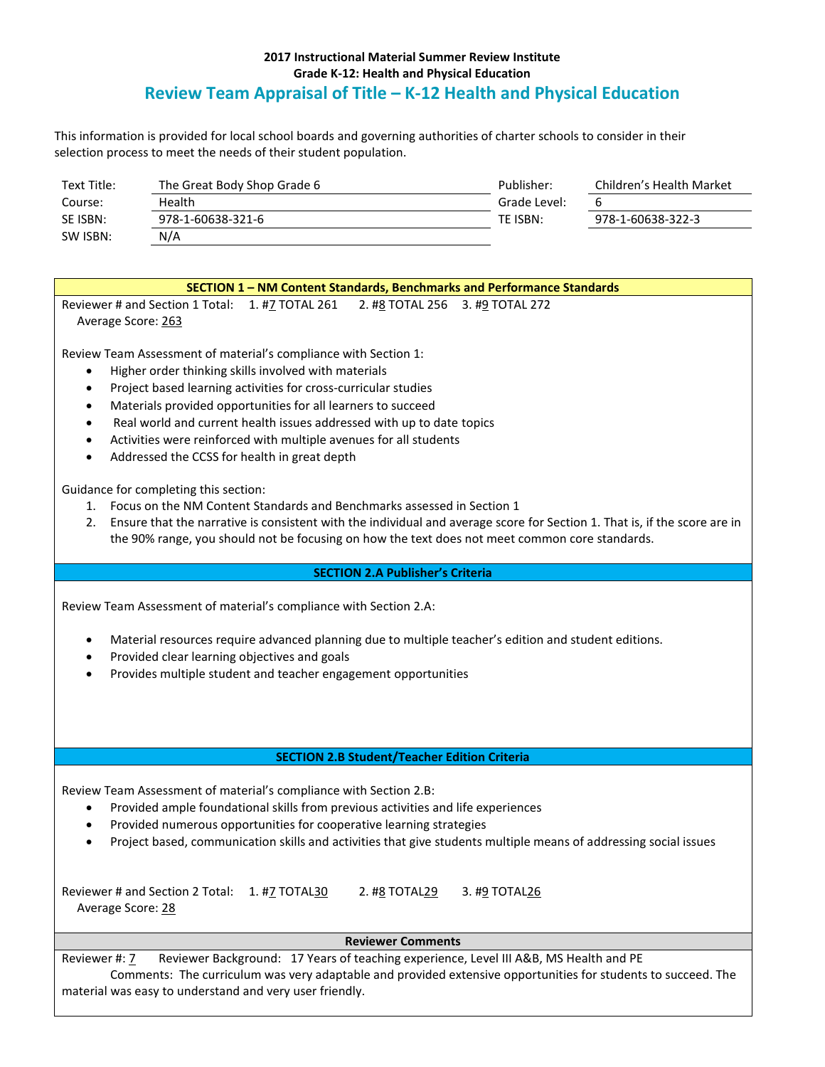**2017 Instructional Material Summer Review Institute**
**Grade K-12: Health and Physical Education**

# Review Team Appraisal of Title – K-12 Health and Physical Education

This information is provided for local school boards and governing authorities of charter schools to consider in their selection process to meet the needs of their student population.

| | | | |
|---|---|---|---|
| Text Title: | The Great Body Shop Grade 6 | Publisher: | Children's Health Market |
| Course: | Health | Grade Level: | 6 |
| SE ISBN: | 978-1-60638-321-6 | TE ISBN: | 978-1-60638-322-3 |
| SW ISBN: | N/A | | |

## SECTION 1 – NM Content Standards, Benchmarks and Performance Standards

Reviewer # and Section 1 Total: 1. #7 TOTAL 261 2. #8 TOTAL 256 3. #9 TOTAL 272
Average Score: 263

Review Team Assessment of material's compliance with Section 1:

- Higher order thinking skills involved with materials
- Project based learning activities for cross-curricular studies
- Materials provided opportunities for all learners to succeed
- Real world and current health issues addressed with up to date topics
- Activities were reinforced with multiple avenues for all students
- Addressed the CCSS for health in great depth

Guidance for completing this section:

1. Focus on the NM Content Standards and Benchmarks assessed in Section 1
2. Ensure that the narrative is consistent with the individual and average score for Section 1. That is, if the score are in the 90% range, you should not be focusing on how the text does not meet common core standards.

## SECTION 2.A Publisher's Criteria

Review Team Assessment of material's compliance with Section 2.A:

- Material resources require advanced planning due to multiple teacher's edition and student editions.
- Provided clear learning objectives and goals
- Provides multiple student and teacher engagement opportunities

## SECTION 2.B Student/Teacher Edition Criteria

Review Team Assessment of material's compliance with Section 2.B:

- Provided ample foundational skills from previous activities and life experiences
- Provided numerous opportunities for cooperative learning strategies
- Project based, communication skills and activities that give students multiple means of addressing social issues

Reviewer # and Section 2 Total: 1. #7 TOTAL30 2. #8 TOTAL29 3. #9 TOTAL26
Average Score: 28

## Reviewer Comments

Reviewer #: 7 Reviewer Background: 17 Years of teaching experience, Level III A&B, MS Health and PE

Comments: The curriculum was very adaptable and provided extensive opportunities for students to succeed. The material was easy to understand and very user friendly.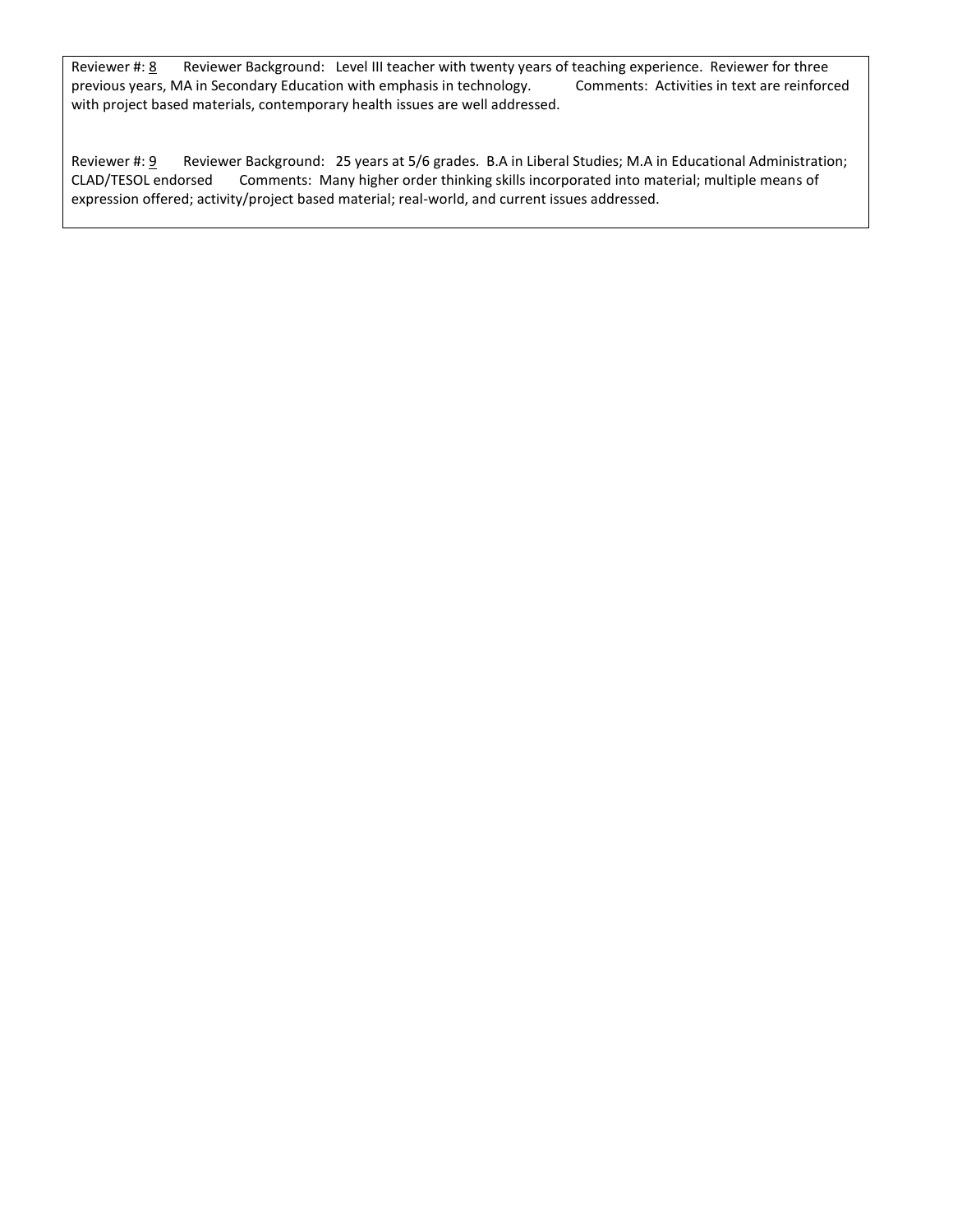Reviewer #: 8 Reviewer Background: Level III teacher with twenty years of teaching experience. Reviewer for three previous years, MA in Secondary Education with emphasis in technology. Comments: Activities in text are reinforced with project based materials, contemporary health issues are well addressed.

Reviewer #: 9 Reviewer Background: 25 years at 5/6 grades. B.A in Liberal Studies; M.A in Educational Administration; CLAD/TESOL endorsed Comments: Many higher order thinking skills incorporated into material; multiple means of expression offered; activity/project based material; real-world, and current issues addressed.